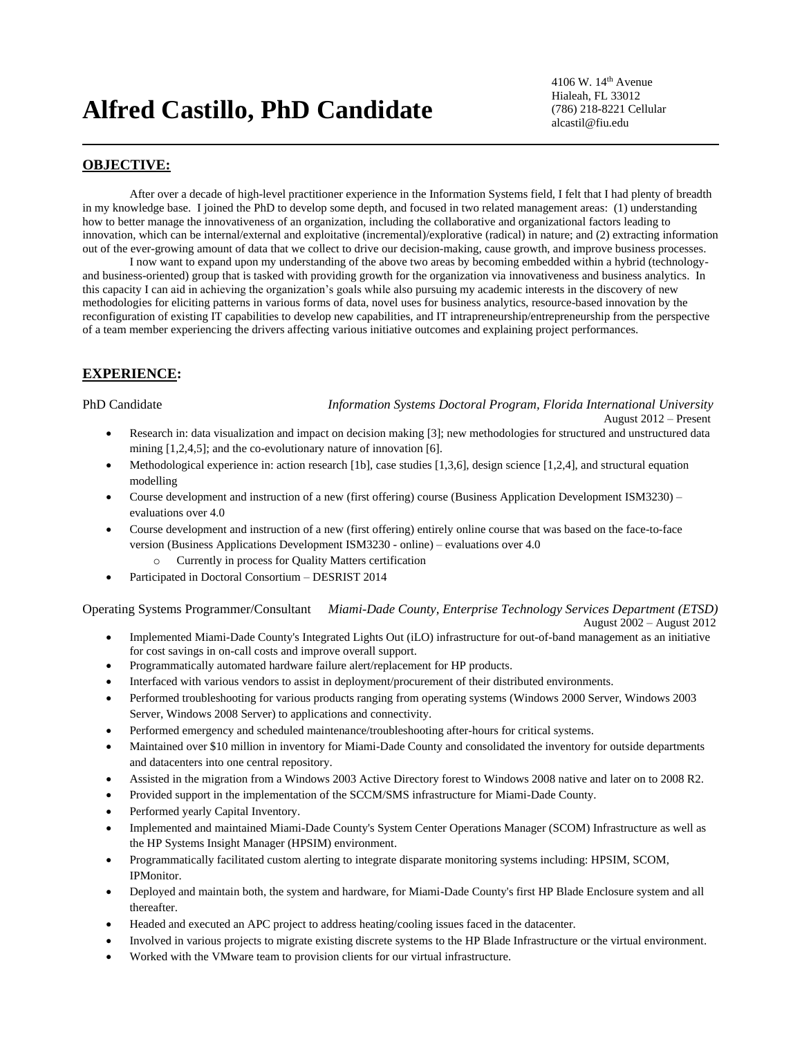# Alfred Castillo, PhD Candidate

4106 W. 14th Avenue
Hialeah, FL 33012
(786) 218-8221 Cellular
alcastil@fiu.edu

---

## OBJECTIVE:

After over a decade of high-level practitioner experience in the Information Systems field, I felt that I had plenty of breadth in my knowledge base. I joined the PhD to develop some depth, and focused in two related management areas: (1) understanding how to better manage the innovativeness of an organization, including the collaborative and organizational factors leading to innovation, which can be internal/external and exploitative (incremental)/explorative (radical) in nature; and (2) extracting information out of the ever-growing amount of data that we collect to drive our decision-making, cause growth, and improve business processes.

I now want to expand upon my understanding of the above two areas by becoming embedded within a hybrid (technology- and business-oriented) group that is tasked with providing growth for the organization via innovativeness and business analytics. In this capacity I can aid in achieving the organization's goals while also pursuing my academic interests in the discovery of new methodologies for eliciting patterns in various forms of data, novel uses for business analytics, resource-based innovation by the reconfiguration of existing IT capabilities to develop new capabilities, and IT intrapreneurship/entrepreneurship from the perspective of a team member experiencing the drivers affecting various initiative outcomes and explaining project performances.

## EXPERIENCE:

PhD Candidate — *Information Systems Doctoral Program, Florida International University*
August 2012 – Present

- Research in: data visualization and impact on decision making [3]; new methodologies for structured and unstructured data mining [1,2,4,5]; and the co-evolutionary nature of innovation [6].
- Methodological experience in: action research [1b], case studies [1,3,6], design science [1,2,4], and structural equation modelling
- Course development and instruction of a new (first offering) course (Business Application Development ISM3230) – evaluations over 4.0
- Course development and instruction of a new (first offering) entirely online course that was based on the face-to-face version (Business Applications Development ISM3230 - online) – evaluations over 4.0
  - Currently in process for Quality Matters certification
- Participated in Doctoral Consortium – DESRIST 2014

Operating Systems Programmer/Consultant — *Miami-Dade County, Enterprise Technology Services Department (ETSD)*
August 2002 – August 2012

- Implemented Miami-Dade County's Integrated Lights Out (iLO) infrastructure for out-of-band management as an initiative for cost savings in on-call costs and improve overall support.
- Programmatically automated hardware failure alert/replacement for HP products.
- Interfaced with various vendors to assist in deployment/procurement of their distributed environments.
- Performed troubleshooting for various products ranging from operating systems (Windows 2000 Server, Windows 2003 Server, Windows 2008 Server) to applications and connectivity.
- Performed emergency and scheduled maintenance/troubleshooting after-hours for critical systems.
- Maintained over $10 million in inventory for Miami-Dade County and consolidated the inventory for outside departments and datacenters into one central repository.
- Assisted in the migration from a Windows 2003 Active Directory forest to Windows 2008 native and later on to 2008 R2.
- Provided support in the implementation of the SCCM/SMS infrastructure for Miami-Dade County.
- Performed yearly Capital Inventory.
- Implemented and maintained Miami-Dade County's System Center Operations Manager (SCOM) Infrastructure as well as the HP Systems Insight Manager (HPSIM) environment.
- Programmatically facilitated custom alerting to integrate disparate monitoring systems including: HPSIM, SCOM, IPMonitor.
- Deployed and maintain both, the system and hardware, for Miami-Dade County's first HP Blade Enclosure system and all thereafter.
- Headed and executed an APC project to address heating/cooling issues faced in the datacenter.
- Involved in various projects to migrate existing discrete systems to the HP Blade Infrastructure or the virtual environment.
- Worked with the VMware team to provision clients for our virtual infrastructure.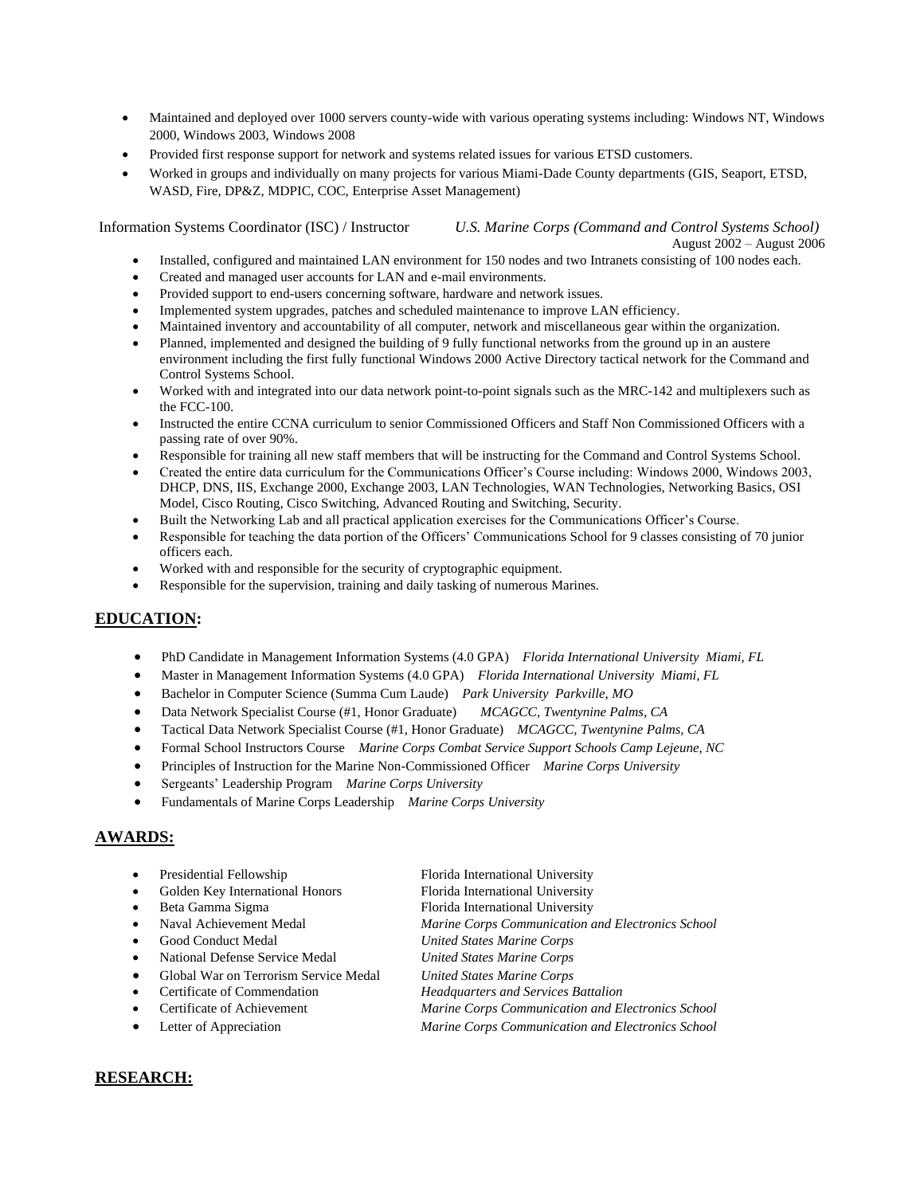- Maintained and deployed over 1000 servers county-wide with various operating systems including: Windows NT, Windows 2000, Windows 2003, Windows 2008
- Provided first response support for network and systems related issues for various ETSD customers.
- Worked in groups and individually on many projects for various Miami-Dade County departments (GIS, Seaport, ETSD, WASD, Fire, DP&Z, MDPIC, COC, Enterprise Asset Management)

Information Systems Coordinator (ISC) / Instructor *U.S. Marine Corps (Command and Control Systems School)*
August 2002 – August 2006

- Installed, configured and maintained LAN environment for 150 nodes and two Intranets consisting of 100 nodes each.
- Created and managed user accounts for LAN and e-mail environments.
- Provided support to end-users concerning software, hardware and network issues.
- Implemented system upgrades, patches and scheduled maintenance to improve LAN efficiency.
- Maintained inventory and accountability of all computer, network and miscellaneous gear within the organization.
- Planned, implemented and designed the building of 9 fully functional networks from the ground up in an austere environment including the first fully functional Windows 2000 Active Directory tactical network for the Command and Control Systems School.
- Worked with and integrated into our data network point-to-point signals such as the MRC-142 and multiplexers such as the FCC-100.
- Instructed the entire CCNA curriculum to senior Commissioned Officers and Staff Non Commissioned Officers with a passing rate of over 90%.
- Responsible for training all new staff members that will be instructing for the Command and Control Systems School.
- Created the entire data curriculum for the Communications Officer's Course including: Windows 2000, Windows 2003, DHCP, DNS, IIS, Exchange 2000, Exchange 2003, LAN Technologies, WAN Technologies, Networking Basics, OSI Model, Cisco Routing, Cisco Switching, Advanced Routing and Switching, Security.
- Built the Networking Lab and all practical application exercises for the Communications Officer's Course.
- Responsible for teaching the data portion of the Officers' Communications School for 9 classes consisting of 70 junior officers each.
- Worked with and responsible for the security of cryptographic equipment.
- Responsible for the supervision, training and daily tasking of numerous Marines.

## EDUCATION:

- PhD Candidate in Management Information Systems (4.0 GPA) *Florida International University Miami, FL*
- Master in Management Information Systems (4.0 GPA) *Florida International University Miami, FL*
- Bachelor in Computer Science (Summa Cum Laude) *Park University Parkville, MO*
- Data Network Specialist Course (#1, Honor Graduate) *MCAGCC, Twentynine Palms, CA*
- Tactical Data Network Specialist Course (#1, Honor Graduate) *MCAGCC, Twentynine Palms, CA*
- Formal School Instructors Course *Marine Corps Combat Service Support Schools Camp Lejeune, NC*
- Principles of Instruction for the Marine Non-Commissioned Officer *Marine Corps University*
- Sergeants' Leadership Program *Marine Corps University*
- Fundamentals of Marine Corps Leadership *Marine Corps University*

## AWARDS:

- Presidential Fellowship — Florida International University
- Golden Key International Honors — Florida International University
- Beta Gamma Sigma — Florida International University
- Naval Achievement Medal — *Marine Corps Communication and Electronics School*
- Good Conduct Medal — *United States Marine Corps*
- National Defense Service Medal — *United States Marine Corps*
- Global War on Terrorism Service Medal — *United States Marine Corps*
- Certificate of Commendation — *Headquarters and Services Battalion*
- Certificate of Achievement — *Marine Corps Communication and Electronics School*
- Letter of Appreciation — *Marine Corps Communication and Electronics School*

## RESEARCH: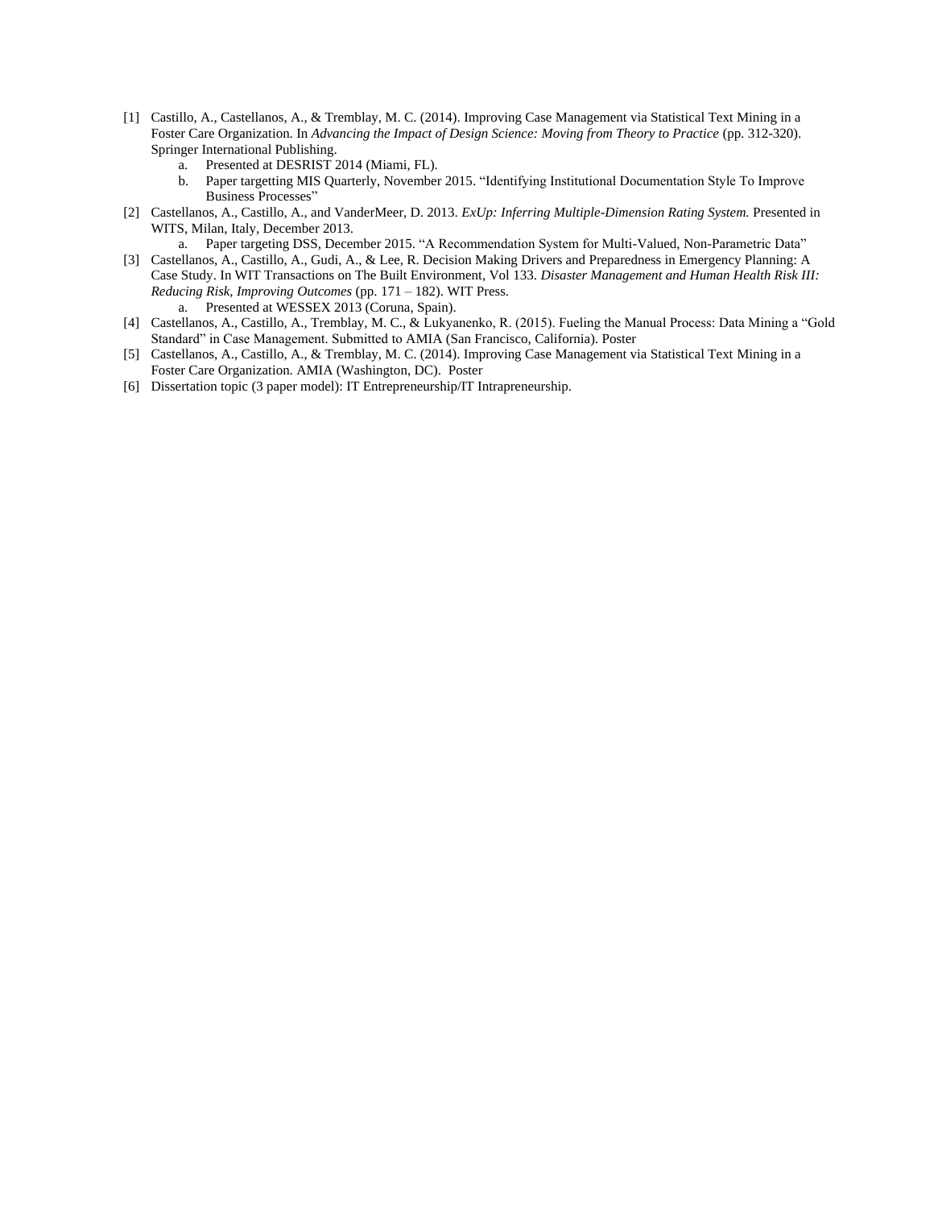[1] Castillo, A., Castellanos, A., & Tremblay, M. C. (2014). Improving Case Management via Statistical Text Mining in a Foster Care Organization. In *Advancing the Impact of Design Science: Moving from Theory to Practice* (pp. 312-320). Springer International Publishing.

   a. Presented at DESRIST 2014 (Miami, FL).

   b. Paper targetting MIS Quarterly, November 2015. "Identifying Institutional Documentation Style To Improve Business Processes"

[2] Castellanos, A., Castillo, A., and VanderMeer, D. 2013. *ExUp: Inferring Multiple-Dimension Rating System.* Presented in WITS, Milan, Italy, December 2013.

   a. Paper targeting DSS, December 2015. "A Recommendation System for Multi-Valued, Non-Parametric Data"

[3] Castellanos, A., Castillo, A., Gudi, A., & Lee, R. Decision Making Drivers and Preparedness in Emergency Planning: A Case Study. In WIT Transactions on The Built Environment, Vol 133. *Disaster Management and Human Health Risk III: Reducing Risk, Improving Outcomes* (pp. 171 – 182). WIT Press.

   a. Presented at WESSEX 2013 (Coruna, Spain).

[4] Castellanos, A., Castillo, A., Tremblay, M. C., & Lukyanenko, R. (2015). Fueling the Manual Process: Data Mining a "Gold Standard" in Case Management. Submitted to AMIA (San Francisco, California). Poster

[5] Castellanos, A., Castillo, A., & Tremblay, M. C. (2014). Improving Case Management via Statistical Text Mining in a Foster Care Organization. AMIA (Washington, DC). Poster

[6] Dissertation topic (3 paper model): IT Entrepreneurship/IT Intrapreneurship.